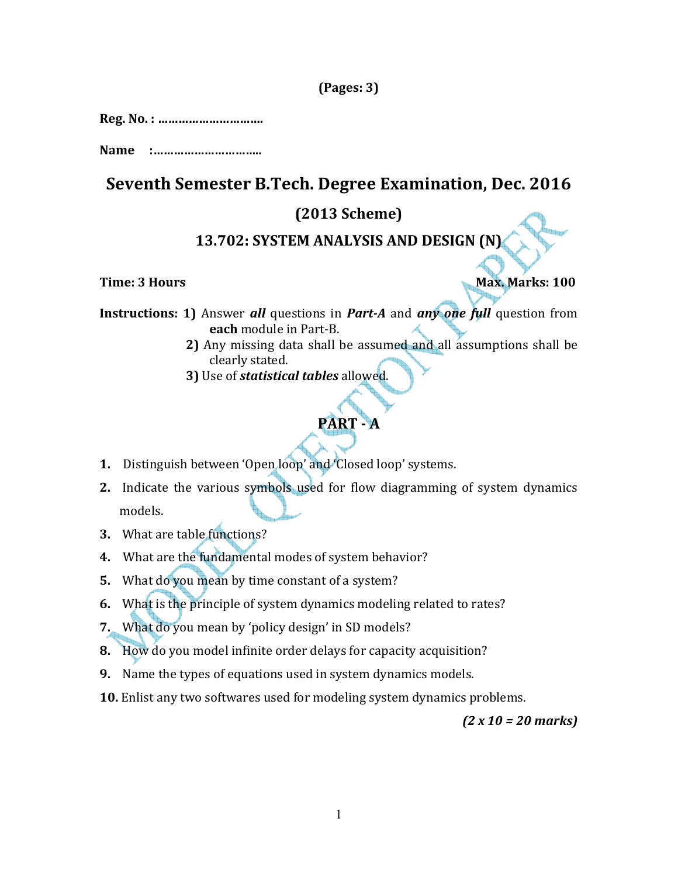(Pages: 3)

**Reg. No. : …………………………**

**Name :…………………………..**

# Seventh Semester B.Tech. Degree Examination, Dec. 2016

## (2013 Scheme)

## 13.702: SYSTEM ANALYSIS AND DESIGN (N)

**Time: 3 Hours** **Max. Marks: 100**

**Instructions:** **1)** Answer ***all*** questions in ***Part-A*** and ***any one full*** question from **each** module in Part-B.

**2)** Any missing data shall be assumed and all assumptions shall be clearly stated.

**3)** Use of ***statistical tables*** allowed.

## PART - A

**1.** Distinguish between 'Open loop' and 'Closed loop' systems.

**2.** Indicate the various symbols used for flow diagramming of system dynamics models.

**3.** What are table functions?

**4.** What are the fundamental modes of system behavior?

**5.** What do you mean by time constant of a system?

**6.** What is the principle of system dynamics modeling related to rates?

**7.** What do you mean by 'policy design' in SD models?

**8.** How do you model infinite order delays for capacity acquisition?

**9.** Name the types of equations used in system dynamics models.

**10.** Enlist any two softwares used for modeling system dynamics problems.

***(2 x 10 = 20 marks)***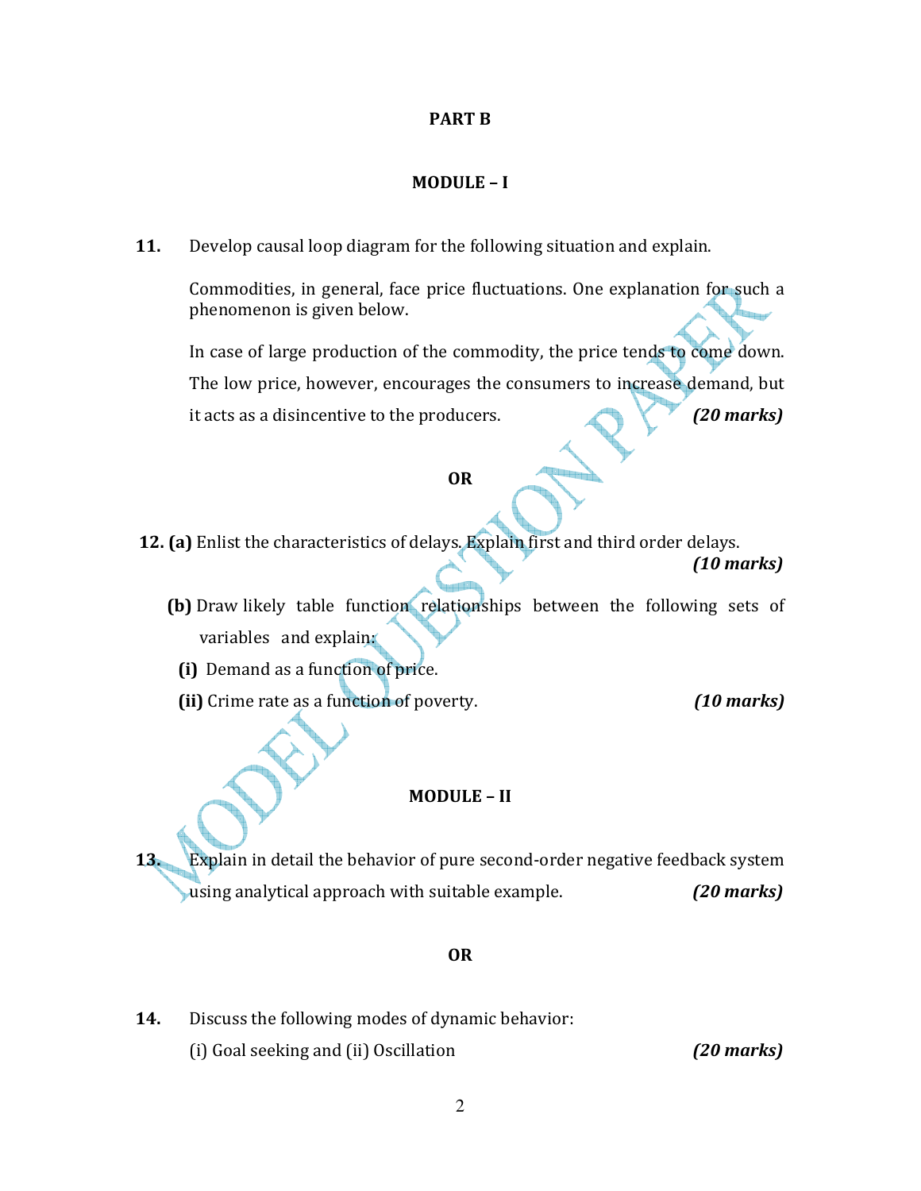## PART B

### MODULE – I

**11.** Develop causal loop diagram for the following situation and explain.

Commodities, in general, face price fluctuations. One explanation for such a phenomenon is given below.

In case of large production of the commodity, the price tends to come down. The low price, however, encourages the consumers to increase demand, but it acts as a disincentive to the producers. ***(20 marks)***

**OR**

**12. (a)** Enlist the characteristics of delays. Explain first and third order delays. ***(10 marks)***

**(b)** Draw likely table function relationships between the following sets of variables and explain:

**(i)** Demand as a function of price.

**(ii)** Crime rate as a function of poverty. ***(10 marks)***

### MODULE – II

**13.** Explain in detail the behavior of pure second-order negative feedback system using analytical approach with suitable example. ***(20 marks)***

**OR**

**14.** Discuss the following modes of dynamic behavior:

(i) Goal seeking and (ii) Oscillation ***(20 marks)***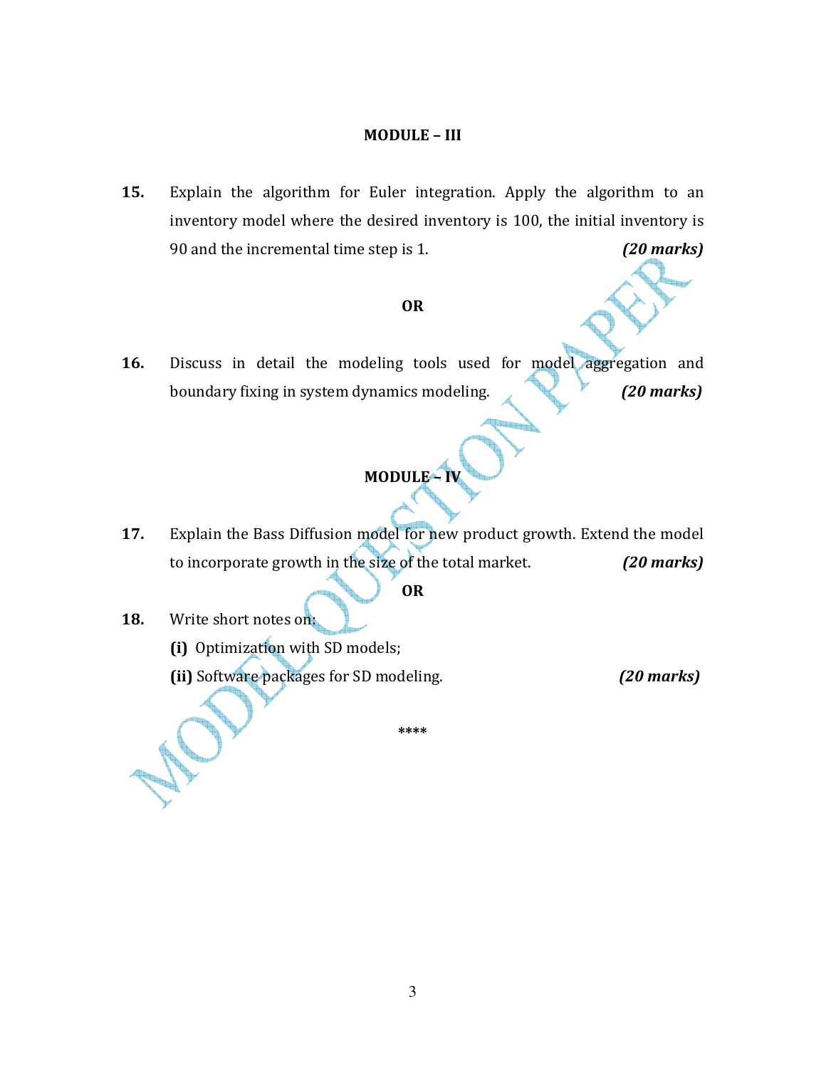## MODULE – III

**15.** Explain the algorithm for Euler integration. Apply the algorithm to an inventory model where the desired inventory is 100, the initial inventory is 90 and the incremental time step is 1. ***(20 marks)***

**OR**

**16.** Discuss in detail the modeling tools used for model aggregation and boundary fixing in system dynamics modeling. ***(20 marks)***

## MODULE – IV

**17.** Explain the Bass Diffusion model for new product growth. Extend the model to incorporate growth in the size of the total market. ***(20 marks)***

**OR**

**18.** Write short notes on:

**(i)** Optimization with SD models;

**(ii)** Software packages for SD modeling. ***(20 marks)***

****